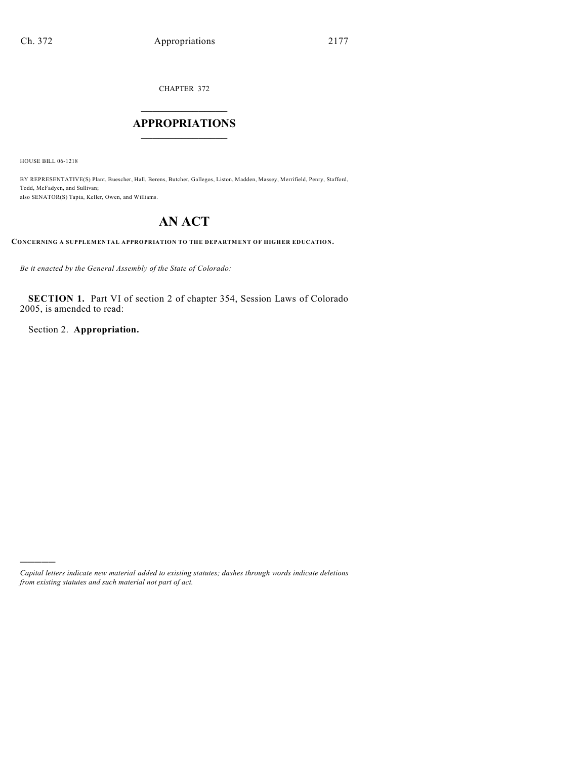CHAPTER 372

# APPROPRIATIONS

HOUSE BILL 06-1218

BY REPRESENTATIVE(S) Plant, Buescher, Hall, Berens, Butcher, Gallegos, Liston, Madden, Massey, Merrifield, Penry, Stafford, Todd, McFadyen, and Sullivan;
also SENATOR(S) Tapia, Keller, Owen, and Williams.

# AN ACT

**CONCERNING A SUPPLEMENTAL APPROPRIATION TO THE DEPARTMENT OF HIGHER EDUCATION.**

*Be it enacted by the General Assembly of the State of Colorado:*

**SECTION 1.** Part VI of section 2 of chapter 354, Session Laws of Colorado 2005, is amended to read:

Section 2. **Appropriation.**

*Capital letters indicate new material added to existing statutes; dashes through words indicate deletions from existing statutes and such material not part of act.*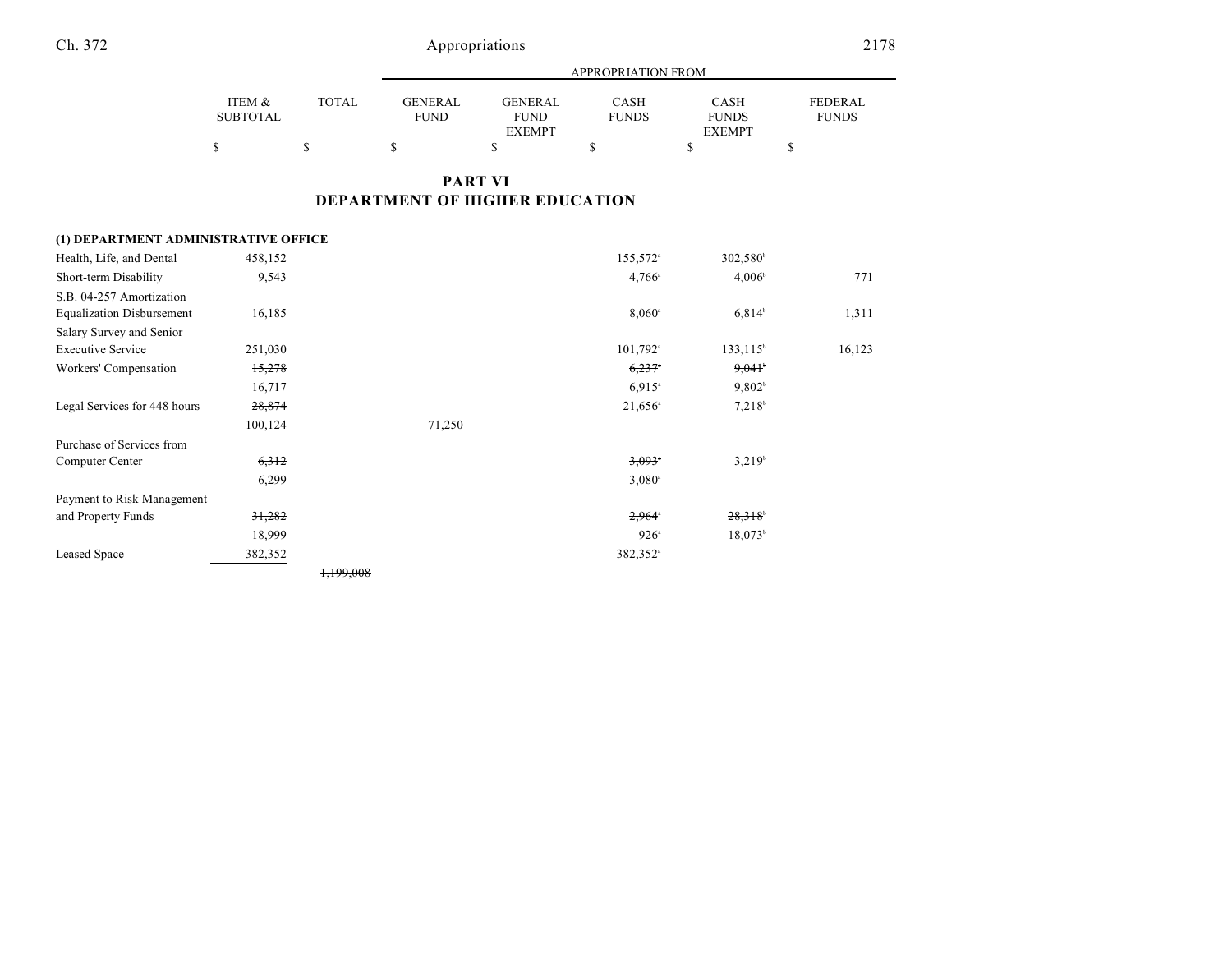## PART VI
## DEPARTMENT OF HIGHER EDUCATION

| | ITEM & SUBTOTAL | TOTAL | GENERAL FUND | GENERAL FUND EXEMPT | CASH FUNDS | CASH FUNDS EXEMPT | FEDERAL FUNDS |
|---|---|---|---|---|---|---|---|
| | $ | $ | $ | $ | $ | $ | $ |
| **(1) DEPARTMENT ADMINISTRATIVE OFFICE** | | | | | | | |
| Health, Life, and Dental | 458,152 | | | | 155,572[a] | 302,580[b] | |
| Short-term Disability | 9,543 | | | | 4,766[a] | 4,006[b] | 771 |
| S.B. 04-257 Amortization Equalization Disbursement | 16,185 | | | | 8,060[a] | 6,814[b] | 1,311 |
| Salary Survey and Senior Executive Service | 251,030 | | | | 101,792[a] | 133,115[b] | 16,123 |
| Workers' Compensation | ~~15,278~~ | | | | ~~6,237[a]~~ | ~~9,041[b]~~ | |
| | 16,717 | | | | 6,915[a] | 9,802[b] | |
| Legal Services for 448 hours | ~~28,874~~ | | | | 21,656[a] | 7,218[b] | |
| | 100,124 | | 71,250 | | | | |
| Purchase of Services from Computer Center | ~~6,312~~ | | | | ~~3,093[a]~~ | 3,219[b] | |
| | 6,299 | | | | 3,080[a] | | |
| Payment to Risk Management and Property Funds | ~~31,282~~ | | | | ~~2,964[a]~~ | ~~28,318[b]~~ | |
| | 18,999 | | | | 926[a] | 18,073[b] | |
| Leased Space | 382,352 | | | | 382,352[a] | | |
| | | ~~1,199,008~~ | | | | | |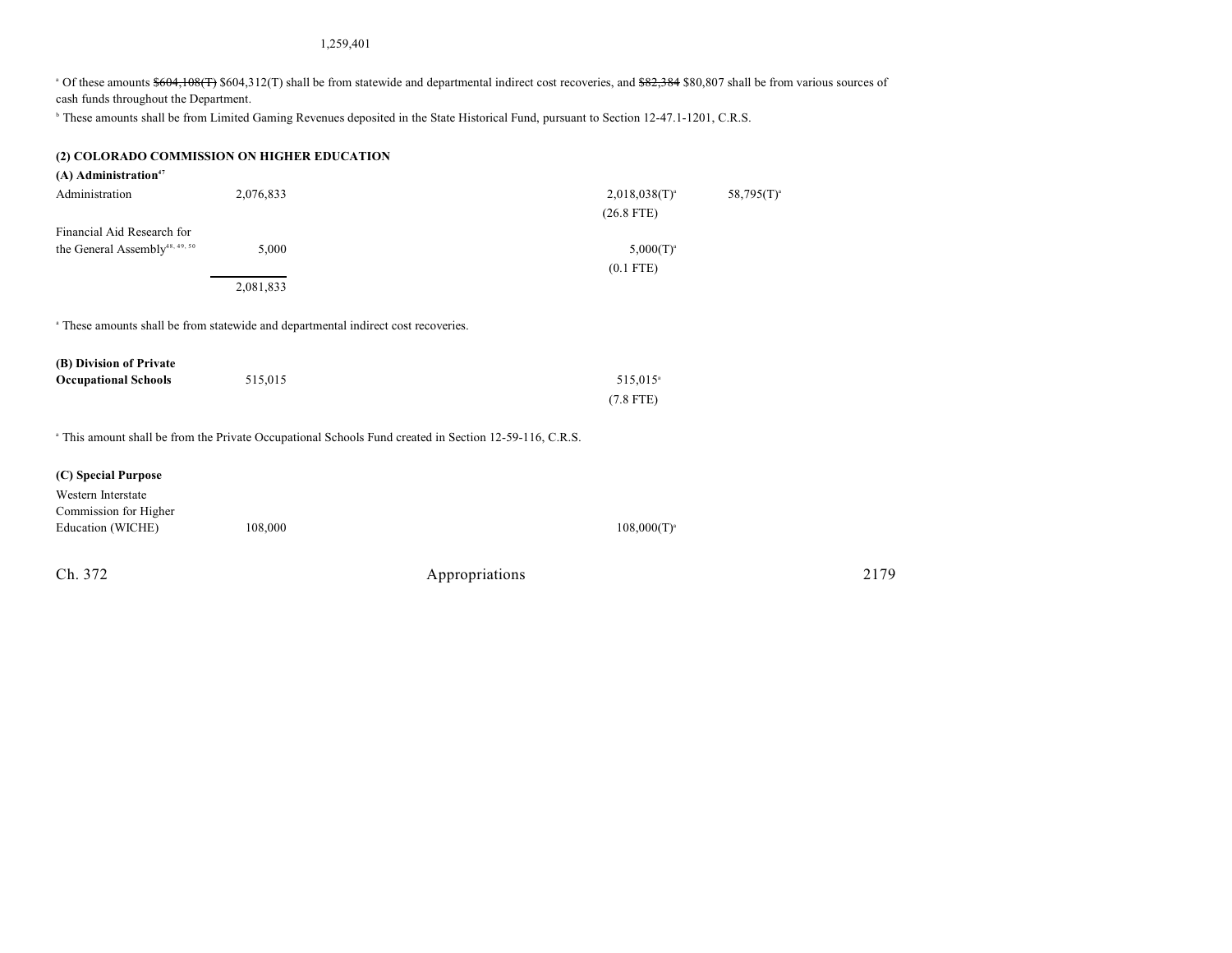1,259,401

[a] Of these amounts ~~$604,108(T)~~ $604,312(T) shall be from statewide and departmental indirect cost recoveries, and ~~$82,384~~ $80,807 shall be from various sources of cash funds throughout the Department.

[b] These amounts shall be from Limited Gaming Revenues deposited in the State Historical Fund, pursuant to Section 12-47.1-1201, C.R.S.

**(2) COLORADO COMMISSION ON HIGHER EDUCATION**

**(A) Administration[47]**

| | | | |
|---|---|---|---|
| Administration | 2,076,833 | 2,018,038(T)[a] | 58,795(T)[a] |
| | | (26.8 FTE) | |
| Financial Aid Research for the General Assembly[48, 49, 50] | 5,000 | 5,000(T)[a] | |
| | | (0.1 FTE) | |
| | 2,081,833 | | |

[a] These amounts shall be from statewide and departmental indirect cost recoveries.

| | | |
|---|---|---|
| **(B) Division of Private Occupational Schools** | 515,015 | 515,015[a] |
| | | (7.8 FTE) |

[a] This amount shall be from the Private Occupational Schools Fund created in Section 12-59-116, C.R.S.

**(C) Special Purpose**

| | | |
|---|---|---|
| Western Interstate Commission for Higher Education (WICHE) | 108,000 | 108,000(T)[a] |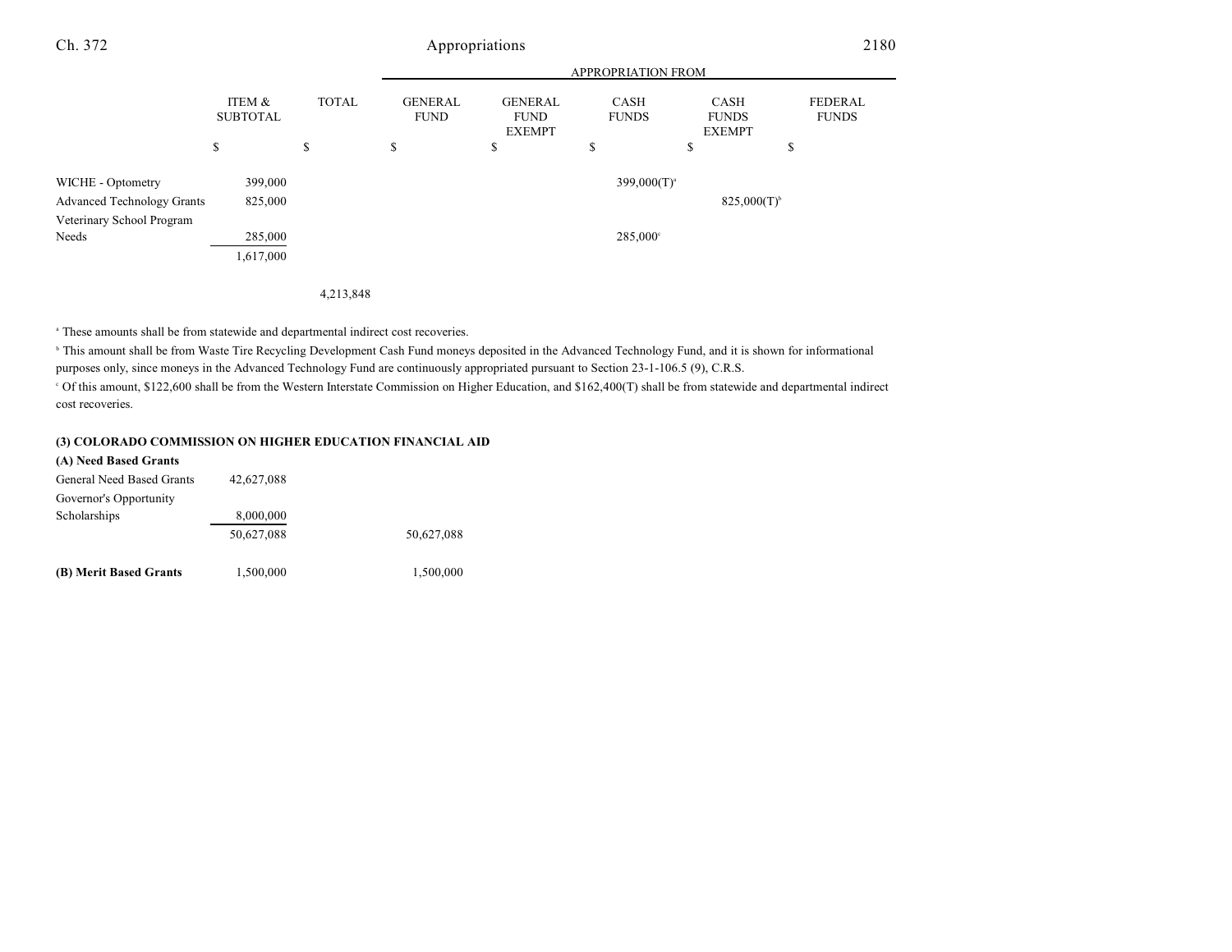| | ITEM & SUBTOTAL | TOTAL | APPROPRIATION FROM | | | | |
|---|---|---|---|---|---|---|---|
| | | | GENERAL FUND | GENERAL FUND EXEMPT | CASH FUNDS | CASH FUNDS EXEMPT | FEDERAL FUNDS |
| | $ | $ | $ | $ | $ | $ | $ |
| WICHE - Optometry | 399,000 | | | | 399,000(T)[a] | | |
| Advanced Technology Grants | 825,000 | | | | | 825,000(T)[b] | |
| Veterinary School Program Needs | 285,000 | | | | 285,000[c] | | |
| | 1,617,000 | | | | | | |
| | | 4,213,848 | | | | | |

[a] These amounts shall be from statewide and departmental indirect cost recoveries.

[b] This amount shall be from Waste Tire Recycling Development Cash Fund moneys deposited in the Advanced Technology Fund, and it is shown for informational purposes only, since moneys in the Advanced Technology Fund are continuously appropriated pursuant to Section 23-1-106.5 (9), C.R.S.

[c] Of this amount, $122,600 shall be from the Western Interstate Commission on Higher Education, and $162,400(T) shall be from statewide and departmental indirect cost recoveries.

**(3) COLORADO COMMISSION ON HIGHER EDUCATION FINANCIAL AID**

| | ITEM & SUBTOTAL | TOTAL | GENERAL FUND | GENERAL FUND EXEMPT | CASH FUNDS | CASH FUNDS EXEMPT | FEDERAL FUNDS |
|---|---|---|---|---|---|---|---|
| **(A) Need Based Grants** | | | | | | | |
| General Need Based Grants | 42,627,088 | | | | | | |
| Governor's Opportunity Scholarships | 8,000,000 | | | | | | |
| | 50,627,088 | | 50,627,088 | | | | |
| **(B) Merit Based Grants** | 1,500,000 | | 1,500,000 | | | | |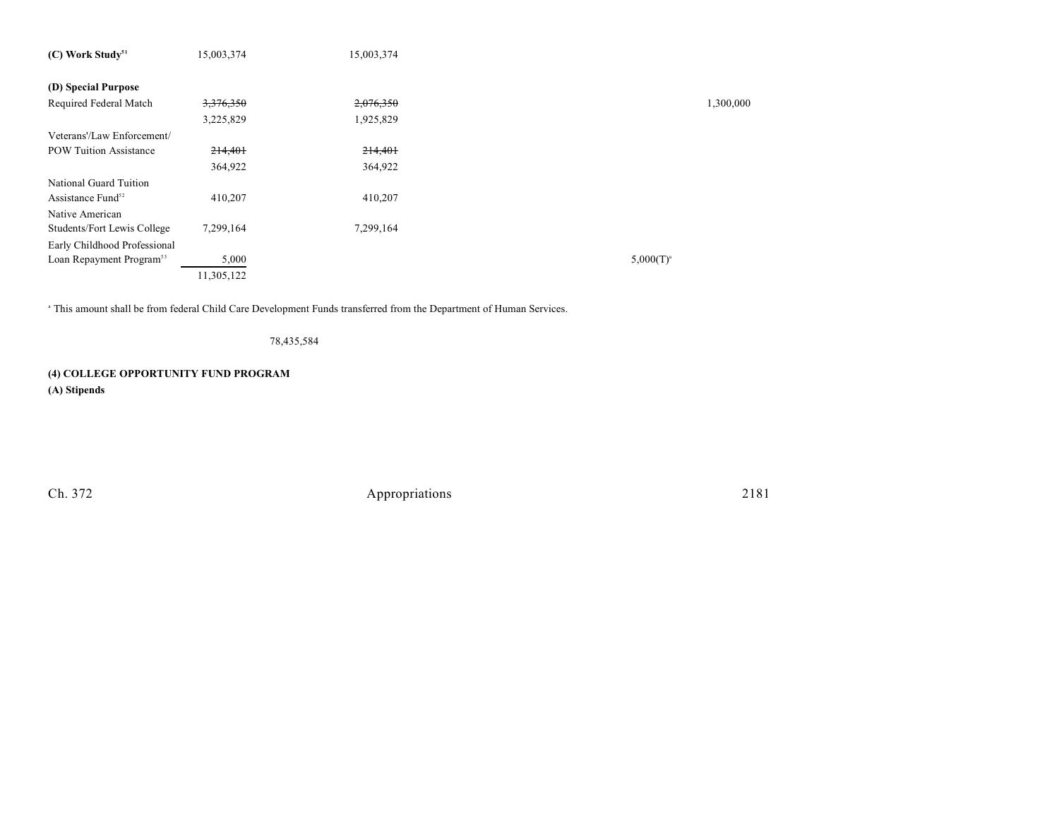| | | | | | |
|---|---|---|---|---|---|
| **(C) Work Study**[51] | 15,003,374 | 15,003,374 | | | |
| **(D) Special Purpose** | | | | | |
| Required Federal Match | ~~3,376,350~~ | ~~2,076,350~~ | | | 1,300,000 |
| | 3,225,829 | 1,925,829 | | | |
| Veterans'/Law Enforcement/ POW Tuition Assistance | ~~214,401~~ | ~~214,401~~ | | | |
| | 364,922 | 364,922 | | | |
| National Guard Tuition Assistance Fund[52] | 410,207 | 410,207 | | | |
| Native American Students/Fort Lewis College | 7,299,164 | 7,299,164 | | | |
| Early Childhood Professional Loan Repayment Program[53] | 5,000 | | | 5,000(T)[a] | |
| | 11,305,122 | | | | |

[a] This amount shall be from federal Child Care Development Funds transferred from the Department of Human Services.

78,435,584

**(4) COLLEGE OPPORTUNITY FUND PROGRAM**

**(A) Stipends**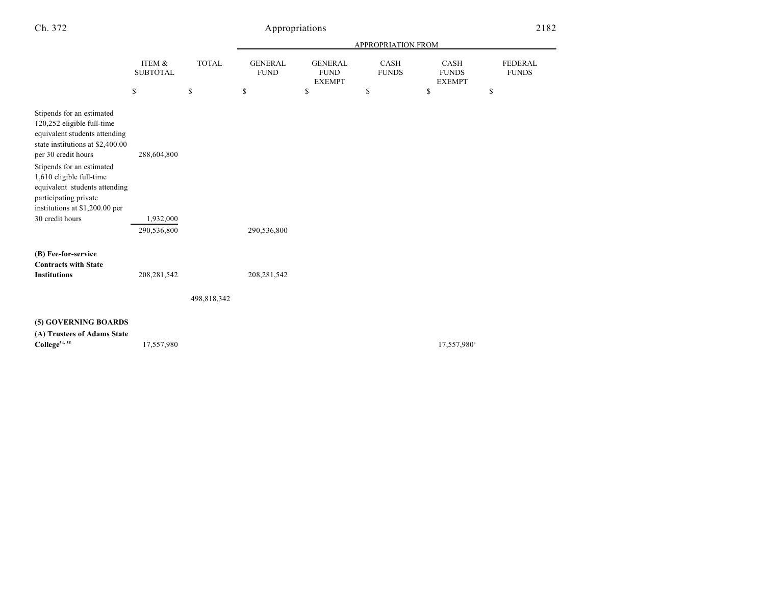| | ITEM & SUBTOTAL | TOTAL | APPROPRIATION FROM GENERAL FUND | GENERAL FUND EXEMPT | CASH FUNDS | CASH FUNDS EXEMPT | FEDERAL FUNDS |
|---|---|---|---|---|---|---|---|
| | $ | $ | $ | $ | $ | $ | $ |
| Stipends for an estimated 120,252 eligible full-time equivalent students attending state institutions at $2,400.00 per 30 credit hours | 288,604,800 | | | | | | |
| Stipends for an estimated 1,610 eligible full-time equivalent students attending participating private institutions at $1,200.00 per 30 credit hours | 1,932,000 | | | | | | |
| | 290,536,800 | | 290,536,800 | | | | |
| **(B) Fee-for-service Contracts with State Institutions** | 208,281,542 | | 208,281,542 | | | | |
| | | 498,818,342 | | | | | |
| **(5) GOVERNING BOARDS** | | | | | | | |
| **(A) Trustees of Adams State College**[54, 55] | 17,557,980 | | | | | 17,557,980[a] | |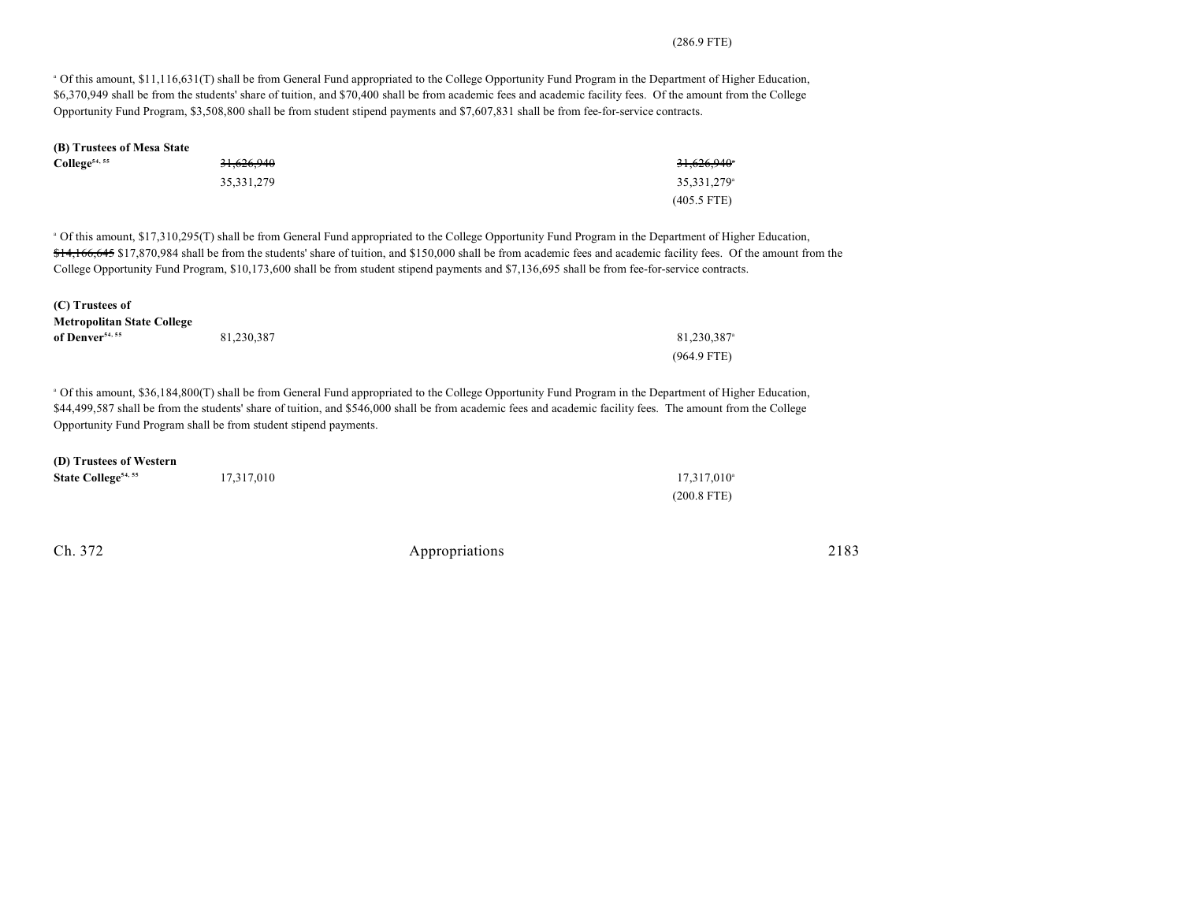(286.9 FTE)

[a] Of this amount, $11,116,631(T) shall be from General Fund appropriated to the College Opportunity Fund Program in the Department of Higher Education, $6,370,949 shall be from the students' share of tuition, and $70,400 shall be from academic fees and academic facility fees. Of the amount from the College Opportunity Fund Program, $3,508,800 shall be from student stipend payments and $7,607,831 shall be from fee-for-service contracts.

| | | |
|---|---|---|
| **(B) Trustees of Mesa State College**[54, 55] | ~~31,626,940~~ | ~~31,626,940~~[a] |
| | 35,331,279 | 35,331,279[a] |
| | | (405.5 FTE) |

[a] Of this amount, $17,310,295(T) shall be from General Fund appropriated to the College Opportunity Fund Program in the Department of Higher Education, ~~$14,166,645~~ $17,870,984 shall be from the students' share of tuition, and $150,000 shall be from academic fees and academic facility fees. Of the amount from the College Opportunity Fund Program, $10,173,600 shall be from student stipend payments and $7,136,695 shall be from fee-for-service contracts.

| | | |
|---|---|---|
| **(C) Trustees of Metropolitan State College of Denver**[54, 55] | 81,230,387 | 81,230,387[a] |
| | | (964.9 FTE) |

[a] Of this amount, $36,184,800(T) shall be from General Fund appropriated to the College Opportunity Fund Program in the Department of Higher Education, $44,499,587 shall be from the students' share of tuition, and $546,000 shall be from academic fees and academic facility fees. The amount from the College Opportunity Fund Program shall be from student stipend payments.

| | | |
|---|---|---|
| **(D) Trustees of Western State College**[54, 55] | 17,317,010 | 17,317,010[a] |
| | | (200.8 FTE) |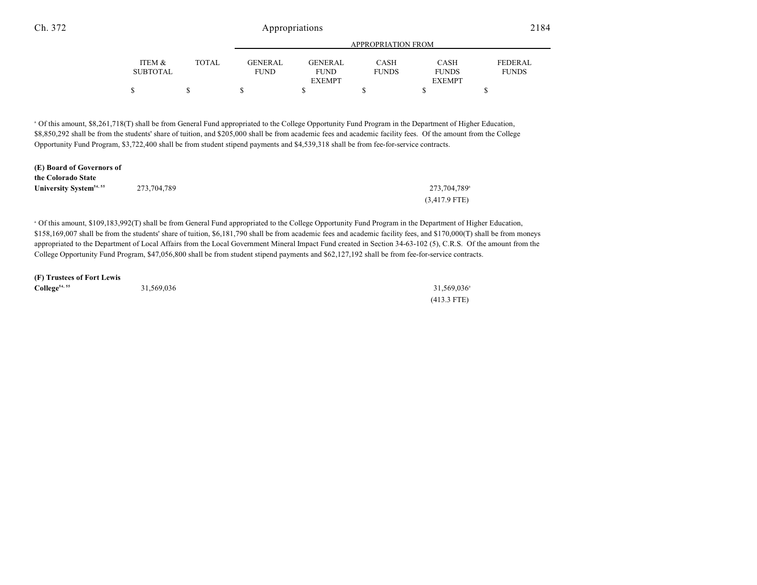| | ITEM & SUBTOTAL | TOTAL | GENERAL FUND | GENERAL FUND EXEMPT | CASH FUNDS | CASH FUNDS EXEMPT | FEDERAL FUNDS |
|---|---|---|---|---|---|---|---|
| | $ | $ | $ | $ | $ | $ | $ |

[a] Of this amount, $8,261,718(T) shall be from General Fund appropriated to the College Opportunity Fund Program in the Department of Higher Education, $8,850,292 shall be from the students' share of tuition, and $205,000 shall be from academic fees and academic facility fees. Of the amount from the College Opportunity Fund Program, $3,722,400 shall be from student stipend payments and $4,539,318 shall be from fee-for-service contracts.

| | ITEM & SUBTOTAL | TOTAL | GENERAL FUND | GENERAL FUND EXEMPT | CASH FUNDS | CASH FUNDS EXEMPT | FEDERAL FUNDS |
|---|---|---|---|---|---|---|---|
| **(E) Board of Governors of the Colorado State University System**[54, 55] | 273,704,789 | | | | | 273,704,789[a] | |
| | | | | | | (3,417.9 FTE) | |

[a] Of this amount, $109,183,992(T) shall be from General Fund appropriated to the College Opportunity Fund Program in the Department of Higher Education, $158,169,007 shall be from the students' share of tuition, $6,181,790 shall be from academic fees and academic facility fees, and $170,000(T) shall be from moneys appropriated to the Department of Local Affairs from the Local Government Mineral Impact Fund created in Section 34-63-102 (5), C.R.S. Of the amount from the College Opportunity Fund Program, $47,056,800 shall be from student stipend payments and $62,127,192 shall be from fee-for-service contracts.

| | ITEM & SUBTOTAL | TOTAL | GENERAL FUND | GENERAL FUND EXEMPT | CASH FUNDS | CASH FUNDS EXEMPT | FEDERAL FUNDS |
|---|---|---|---|---|---|---|---|
| **(F) Trustees of Fort Lewis College**[54, 55] | 31,569,036 | | | | | 31,569,036[a] | |
| | | | | | | (413.3 FTE) | |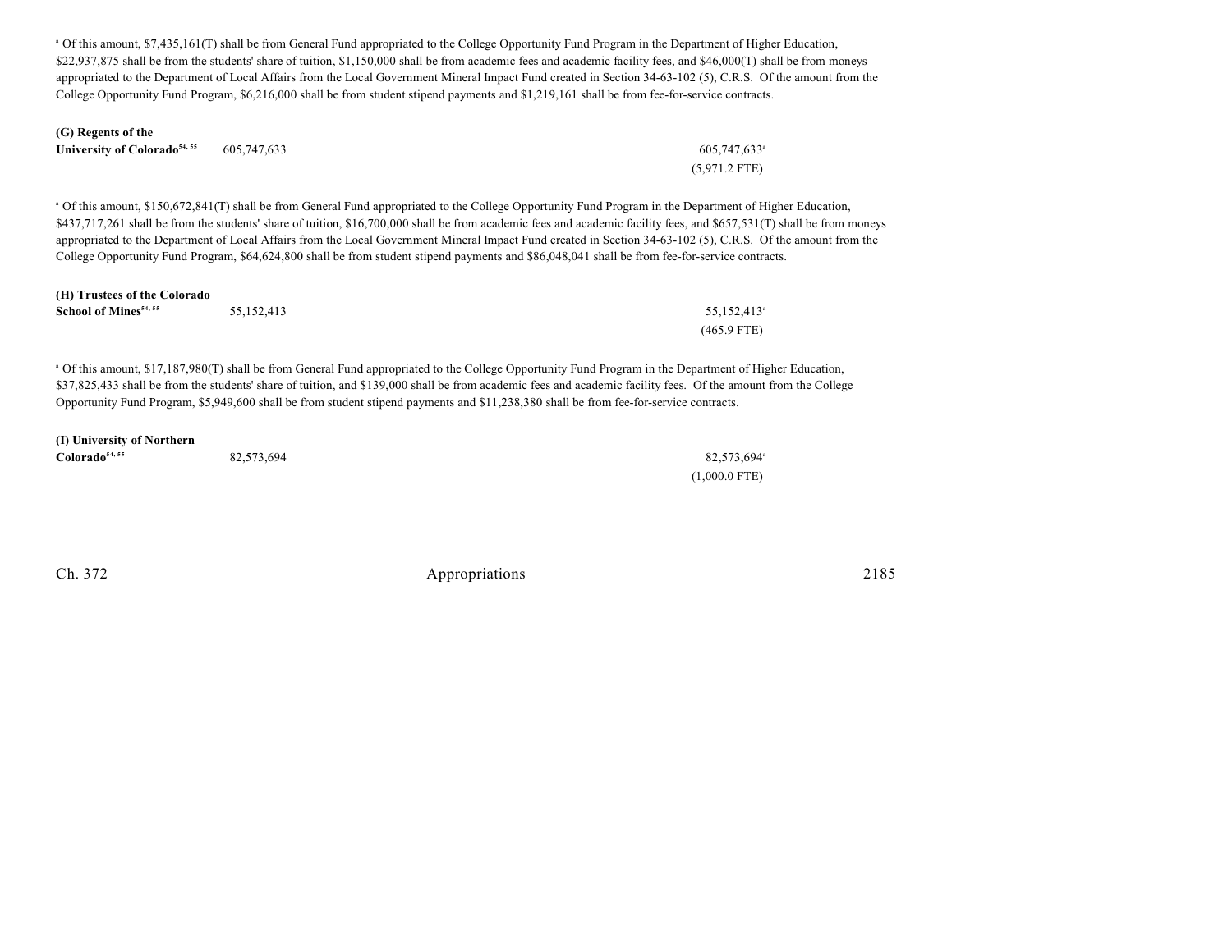[a] Of this amount, $7,435,161(T) shall be from General Fund appropriated to the College Opportunity Fund Program in the Department of Higher Education, $22,937,875 shall be from the students' share of tuition, $1,150,000 shall be from academic fees and academic facility fees, and $46,000(T) shall be from moneys appropriated to the Department of Local Affairs from the Local Government Mineral Impact Fund created in Section 34-63-102 (5), C.R.S. Of the amount from the College Opportunity Fund Program, $6,216,000 shall be from student stipend payments and $1,219,161 shall be from fee-for-service contracts.

| | | |
|---|---|---|
| **(G) Regents of the University of Colorado**[54, 55] | 605,747,633 | 605,747,633[a] |
| | | (5,971.2 FTE) |

[a] Of this amount, $150,672,841(T) shall be from General Fund appropriated to the College Opportunity Fund Program in the Department of Higher Education, $437,717,261 shall be from the students' share of tuition, $16,700,000 shall be from academic fees and academic facility fees, and $657,531(T) shall be from moneys appropriated to the Department of Local Affairs from the Local Government Mineral Impact Fund created in Section 34-63-102 (5), C.R.S. Of the amount from the College Opportunity Fund Program, $64,624,800 shall be from student stipend payments and $86,048,041 shall be from fee-for-service contracts.

| | | |
|---|---|---|
| **(H) Trustees of the Colorado School of Mines**[54, 55] | 55,152,413 | 55,152,413[a] |
| | | (465.9 FTE) |

[a] Of this amount, $17,187,980(T) shall be from General Fund appropriated to the College Opportunity Fund Program in the Department of Higher Education, $37,825,433 shall be from the students' share of tuition, and $139,000 shall be from academic fees and academic facility fees. Of the amount from the College Opportunity Fund Program, $5,949,600 shall be from student stipend payments and $11,238,380 shall be from fee-for-service contracts.

| | | |
|---|---|---|
| **(I) University of Northern Colorado**[54, 55] | 82,573,694 | 82,573,694[a] |
| | | (1,000.0 FTE) |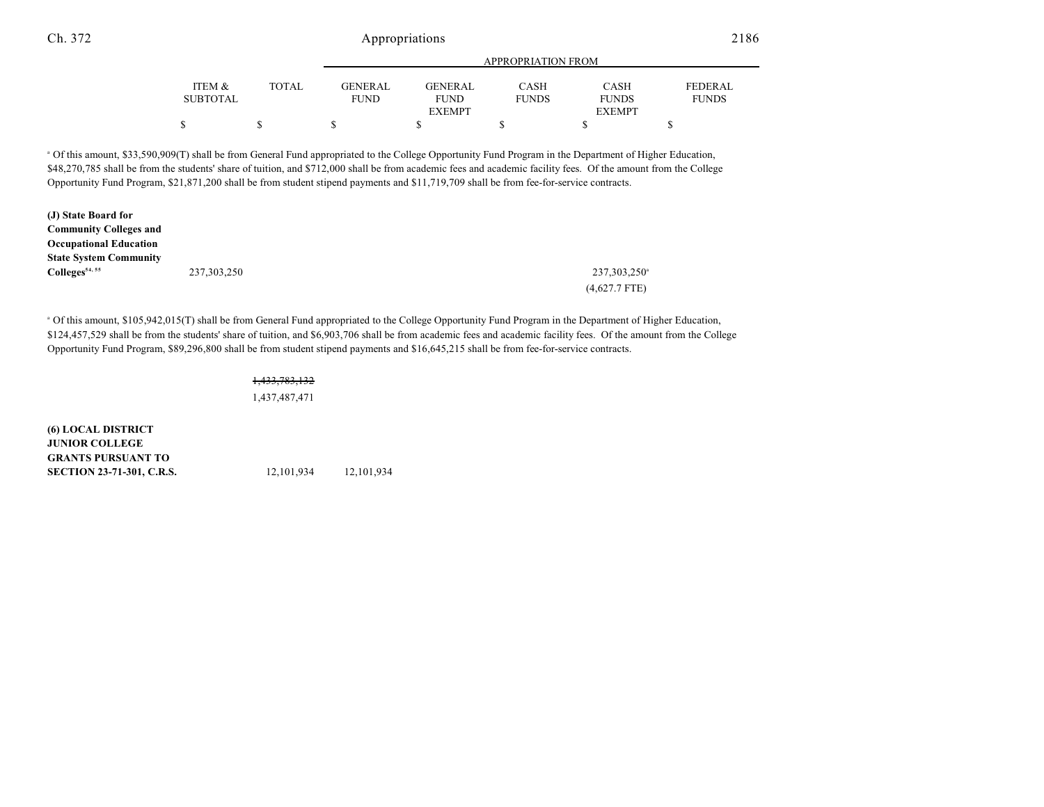| | ITEM & SUBTOTAL | TOTAL | GENERAL FUND | GENERAL FUND EXEMPT | CASH FUNDS | CASH FUNDS EXEMPT | FEDERAL FUNDS |
|---|---|---|---|---|---|---|---|
| | $ | $ | $ | $ | $ | $ | $ |

[a] Of this amount, $33,590,909(T) shall be from General Fund appropriated to the College Opportunity Fund Program in the Department of Higher Education, $48,270,785 shall be from the students' share of tuition, and $712,000 shall be from academic fees and academic facility fees. Of the amount from the College Opportunity Fund Program, $21,871,200 shall be from student stipend payments and $11,719,709 shall be from fee-for-service contracts.

| | ITEM & SUBTOTAL | TOTAL | GENERAL FUND | GENERAL FUND EXEMPT | CASH FUNDS | CASH FUNDS EXEMPT | FEDERAL FUNDS |
|---|---|---|---|---|---|---|---|
| **(J) State Board for Community Colleges and Occupational Education State System Community Colleges**[54, 55] | 237,303,250 | | | | | 237,303,250[a] (4,627.7 FTE) | |

[a] Of this amount, $105,942,015(T) shall be from General Fund appropriated to the College Opportunity Fund Program in the Department of Higher Education, $124,457,529 shall be from the students' share of tuition, and $6,903,706 shall be from academic fees and academic facility fees. Of the amount from the College Opportunity Fund Program, $89,296,800 shall be from student stipend payments and $16,645,215 shall be from fee-for-service contracts.

| | ITEM & SUBTOTAL | TOTAL | GENERAL FUND | GENERAL FUND EXEMPT | CASH FUNDS | CASH FUNDS EXEMPT | FEDERAL FUNDS |
|---|---|---|---|---|---|---|---|
| | | ~~1,433,783,132~~ 1,437,487,471 | | | | | |
| **(6) LOCAL DISTRICT JUNIOR COLLEGE GRANTS PURSUANT TO SECTION 23-71-301, C.R.S.** | | 12,101,934 | 12,101,934 | | | | |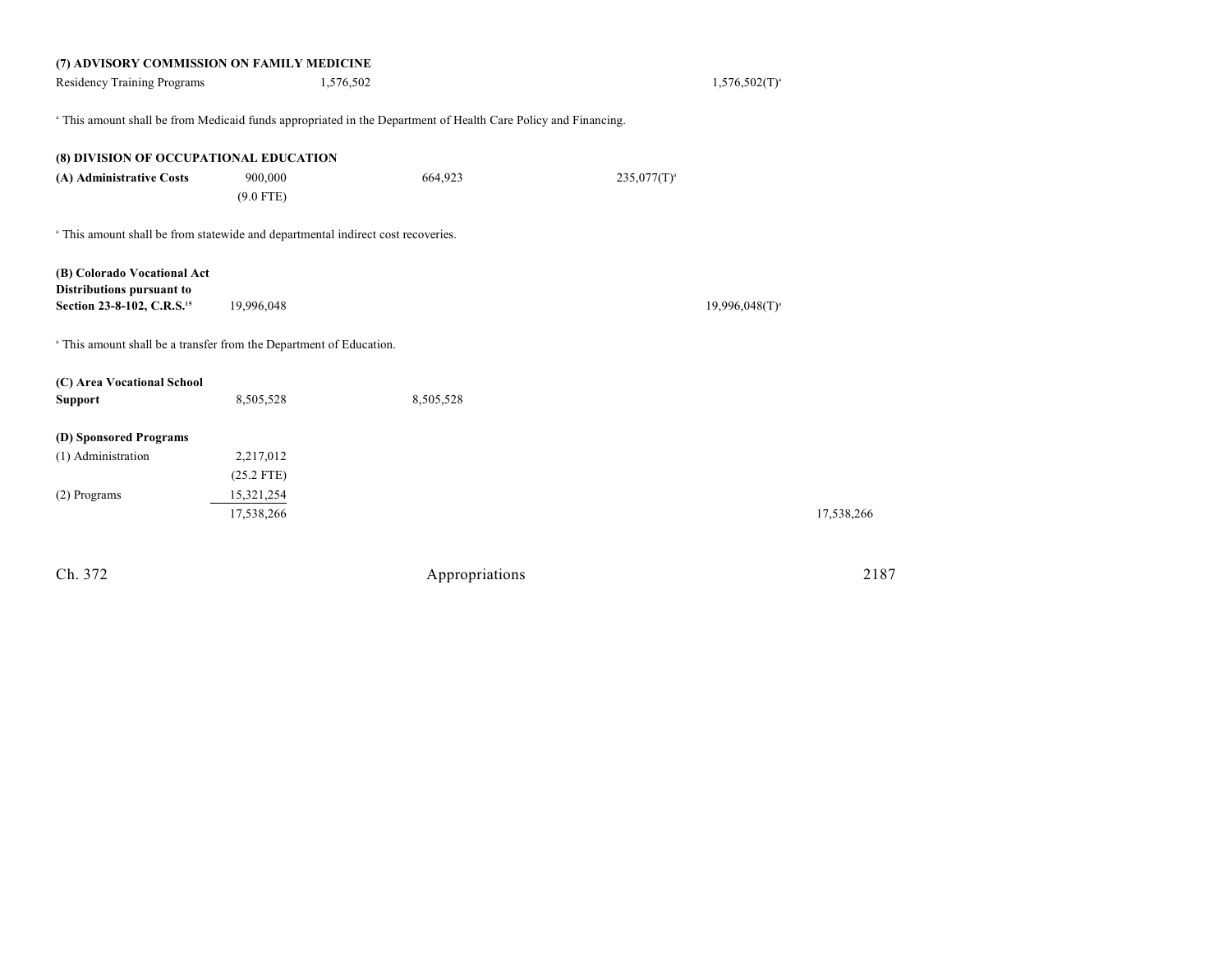**(7) ADVISORY COMMISSION ON FAMILY MEDICINE**

| | | | | | |
|---|---|---|---|---|---|
| Residency Training Programs | 1,576,502 | | | 1,576,502(T)[a] | |

[a] This amount shall be from Medicaid funds appropriated in the Department of Health Care Policy and Financing.

**(8) DIVISION OF OCCUPATIONAL EDUCATION**

| | | | | | |
|---|---|---|---|---|---|
| **(A) Administrative Costs** | 900,000 | 664,923 | 235,077(T)[a] | | |
| | (9.0 FTE) | | | | |

[a] This amount shall be from statewide and departmental indirect cost recoveries.

| | | | | | |
|---|---|---|---|---|---|
| **(B) Colorado Vocational Act Distributions pursuant to Section 23-8-102, C.R.S.**[15] | 19,996,048 | | | 19,996,048(T)[a] | |

[a] This amount shall be a transfer from the Department of Education.

| | | | | | |
|---|---|---|---|---|---|
| **(C) Area Vocational School Support** | 8,505,528 | 8,505,528 | | | |
| **(D) Sponsored Programs** | | | | | |
| (1) Administration | 2,217,012 | | | | |
| | (25.2 FTE) | | | | |
| (2) Programs | 15,321,254 | | | | |
| | 17,538,266 | | | | 17,538,266 |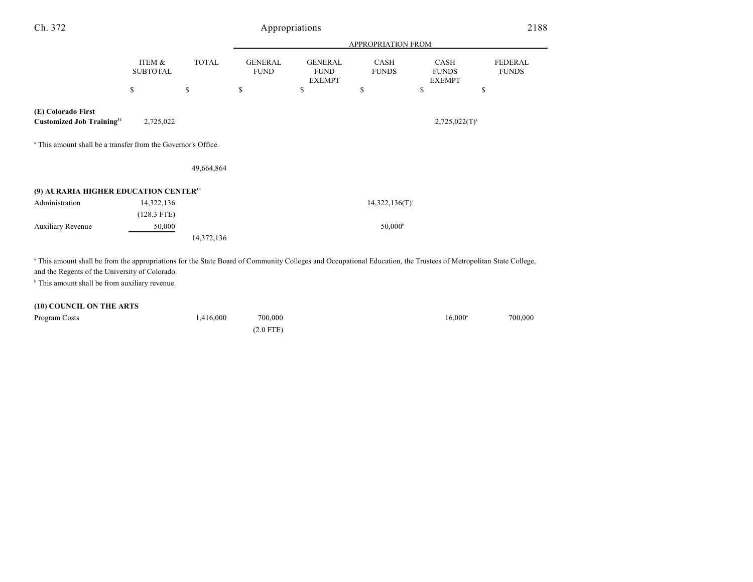| | ITEM & SUBTOTAL | TOTAL | GENERAL FUND | GENERAL FUND EXEMPT | CASH FUNDS | CASH FUNDS EXEMPT | FEDERAL FUNDS |
|---|---|---|---|---|---|---|---|
| | $ | $ | $ | $ | $ | $ | $ |
| **(E) Colorado First Customized Job Training**[31] | 2,725,022 | | | | | 2,725,022(T)[a] | |

[a] This amount shall be a transfer from the Governor's Office.

| | ITEM & SUBTOTAL | TOTAL | GENERAL FUND | GENERAL FUND EXEMPT | CASH FUNDS | CASH FUNDS EXEMPT | FEDERAL FUNDS |
|---|---|---|---|---|---|---|---|
| | | 49,664,864 | | | | | |
| **(9) AURARIA HIGHER EDUCATION CENTER**[54] | | | | | | | |
| Administration | 14,322,136 | | | | 14,322,136(T)[a] | | |
| | (128.3 FTE) | | | | | | |
| Auxiliary Revenue | 50,000 | | | | 50,000[b] | | |
| | | 14,372,136 | | | | | |

[a] This amount shall be from the appropriations for the State Board of Community Colleges and Occupational Education, the Trustees of Metropolitan State College, and the Regents of the University of Colorado.

[b] This amount shall be from auxiliary revenue.

| | ITEM & SUBTOTAL | TOTAL | GENERAL FUND | GENERAL FUND EXEMPT | CASH FUNDS | CASH FUNDS EXEMPT | FEDERAL FUNDS |
|---|---|---|---|---|---|---|---|
| **(10) COUNCIL ON THE ARTS** | | | | | | | |
| Program Costs | | 1,416,000 | 700,000 | | | 16,000[a] | 700,000 |
| | | | (2.0 FTE) | | | | |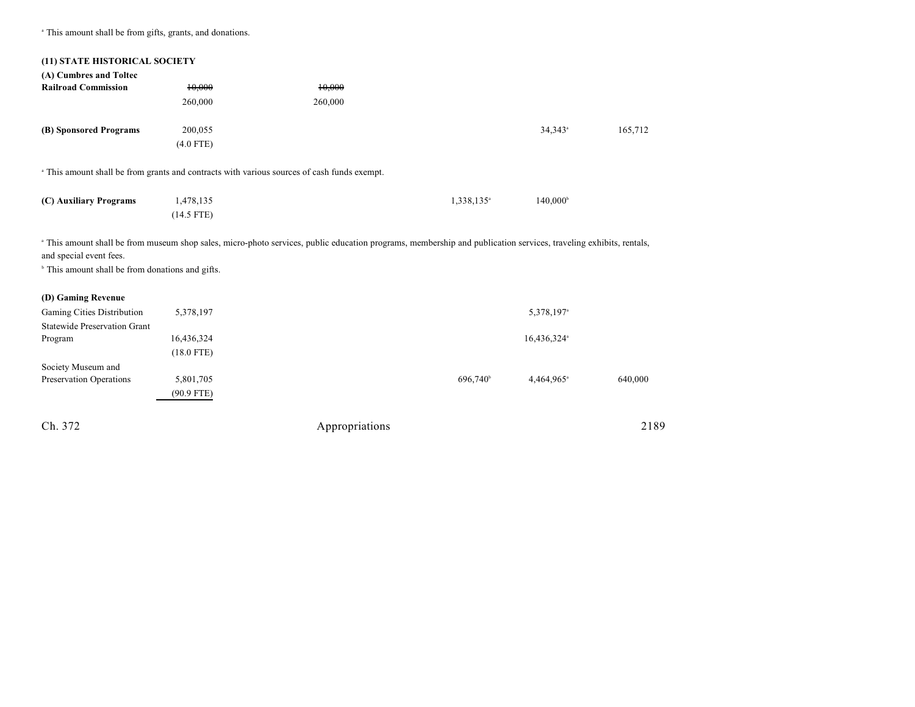[a] This amount shall be from gifts, grants, and donations.

**(11) STATE HISTORICAL SOCIETY**

| | | | | | | |
|---|---|---|---|---|---|---|
| **(A) Cumbres and Toltec Railroad Commission** | ~~10,000~~ | ~~10,000~~ | | | | |
| | 260,000 | 260,000 | | | | |
| **(B) Sponsored Programs** | 200,055 | | | | 34,343[a] | 165,712 |
| | (4.0 FTE) | | | | | |

[a] This amount shall be from grants and contracts with various sources of cash funds exempt.

| | | | | | | |
|---|---|---|---|---|---|---|
| **(C) Auxiliary Programs** | 1,478,135 | | | 1,338,135[a] | 140,000[b] | |
| | (14.5 FTE) | | | | | |

[a] This amount shall be from museum shop sales, micro-photo services, public education programs, membership and publication services, traveling exhibits, rentals, and special event fees.

[b] This amount shall be from donations and gifts.

| | | | | | | |
|---|---|---|---|---|---|---|
| **(D) Gaming Revenue** | | | | | | |
| Gaming Cities Distribution | 5,378,197 | | | | 5,378,197[a] | |
| Statewide Preservation Grant Program | 16,436,324 | | | | 16,436,324[a] | |
| | (18.0 FTE) | | | | | |
| Society Museum and Preservation Operations | 5,801,705 | | | 696,740[b] | 4,464,965[a] | 640,000 |
| | (90.9 FTE) | | | | | |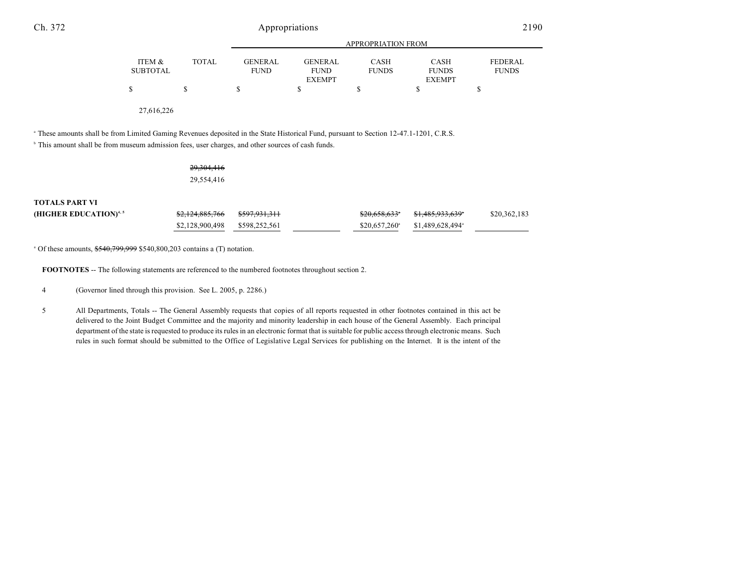| | ITEM & SUBTOTAL | TOTAL | APPROPRIATION FROM GENERAL FUND | GENERAL FUND EXEMPT | CASH FUNDS | CASH FUNDS EXEMPT | FEDERAL FUNDS |
|---|---|---|---|---|---|---|---|
| | $ | $ | $ | $ | $ | $ | $ |
| | 27,616,226 | | | | | | |

[a] These amounts shall be from Limited Gaming Revenues deposited in the State Historical Fund, pursuant to Section 12-47.1-1201, C.R.S.

[b] This amount shall be from museum admission fees, user charges, and other sources of cash funds.

| | ITEM & SUBTOTAL | TOTAL | GENERAL FUND | GENERAL FUND EXEMPT | CASH FUNDS | CASH FUNDS EXEMPT | FEDERAL FUNDS |
|---|---|---|---|---|---|---|---|
| | | ~~29,304,416~~ 29,554,416 | | | | | |
| **TOTALS PART VI (HIGHER EDUCATION)**[4, 5] | | ~~$2,124,885,766~~ $2,128,900,498 | ~~$597,931,311~~ $598,252,561 | | ~~$20,658,633~~[a] $20,657,260[a] | ~~$1,485,933,639~~[a] $1,489,628,494[a] | $20,362,183 |

[a] Of these amounts, ~~$540,799,999~~ $540,800,203 contains a (T) notation.

**FOOTNOTES** -- The following statements are referenced to the numbered footnotes throughout section 2.

4 (Governor lined through this provision. See L. 2005, p. 2286.)

5 All Departments, Totals -- The General Assembly requests that copies of all reports requested in other footnotes contained in this act be delivered to the Joint Budget Committee and the majority and minority leadership in each house of the General Assembly. Each principal department of the state is requested to produce its rules in an electronic format that is suitable for public access through electronic means. Such rules in such format should be submitted to the Office of Legislative Legal Services for publishing on the Internet. It is the intent of the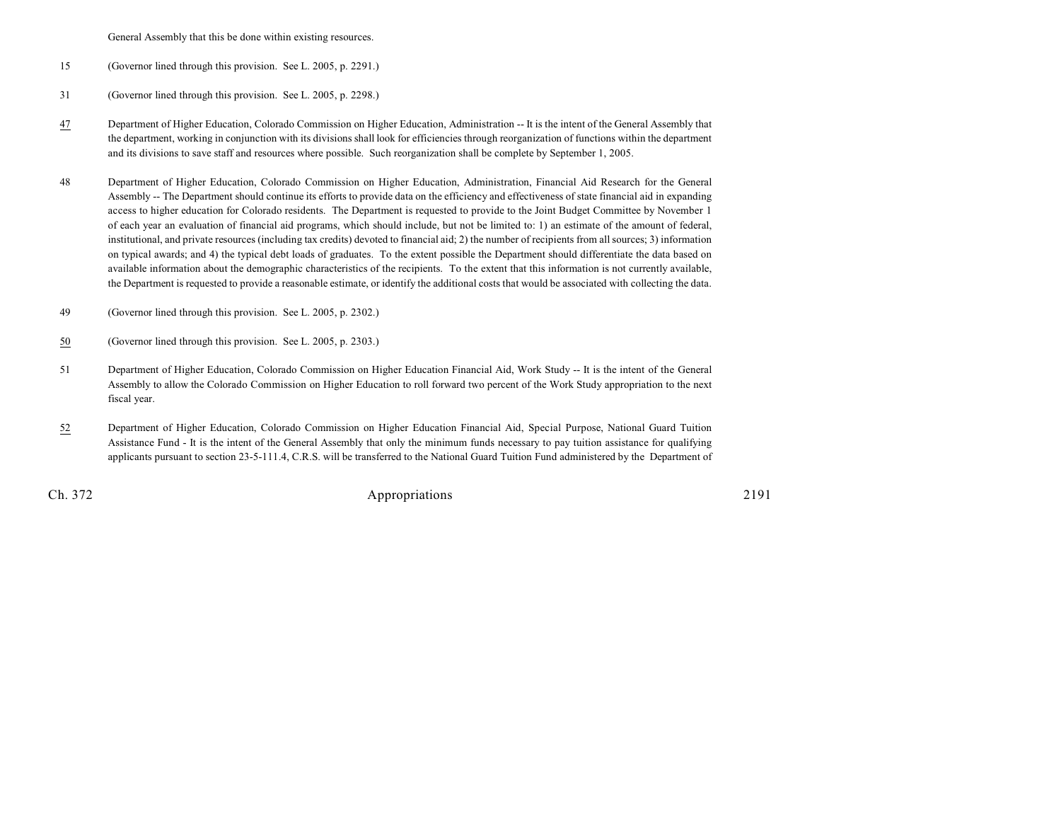General Assembly that this be done within existing resources.

15 (Governor lined through this provision. See L. 2005, p. 2291.)

31 (Governor lined through this provision. See L. 2005, p. 2298.)

47 Department of Higher Education, Colorado Commission on Higher Education, Administration -- It is the intent of the General Assembly that the department, working in conjunction with its divisions shall look for efficiencies through reorganization of functions within the department and its divisions to save staff and resources where possible. Such reorganization shall be complete by September 1, 2005.

48 Department of Higher Education, Colorado Commission on Higher Education, Administration, Financial Aid Research for the General Assembly -- The Department should continue its efforts to provide data on the efficiency and effectiveness of state financial aid in expanding access to higher education for Colorado residents. The Department is requested to provide to the Joint Budget Committee by November 1 of each year an evaluation of financial aid programs, which should include, but not be limited to: 1) an estimate of the amount of federal, institutional, and private resources (including tax credits) devoted to financial aid; 2) the number of recipients from all sources; 3) information on typical awards; and 4) the typical debt loads of graduates. To the extent possible the Department should differentiate the data based on available information about the demographic characteristics of the recipients. To the extent that this information is not currently available, the Department is requested to provide a reasonable estimate, or identify the additional costs that would be associated with collecting the data.

49 (Governor lined through this provision. See L. 2005, p. 2302.)

50 (Governor lined through this provision. See L. 2005, p. 2303.)

51 Department of Higher Education, Colorado Commission on Higher Education Financial Aid, Work Study -- It is the intent of the General Assembly to allow the Colorado Commission on Higher Education to roll forward two percent of the Work Study appropriation to the next fiscal year.

52 Department of Higher Education, Colorado Commission on Higher Education Financial Aid, Special Purpose, National Guard Tuition Assistance Fund - It is the intent of the General Assembly that only the minimum funds necessary to pay tuition assistance for qualifying applicants pursuant to section 23-5-111.4, C.R.S. will be transferred to the National Guard Tuition Fund administered by the Department of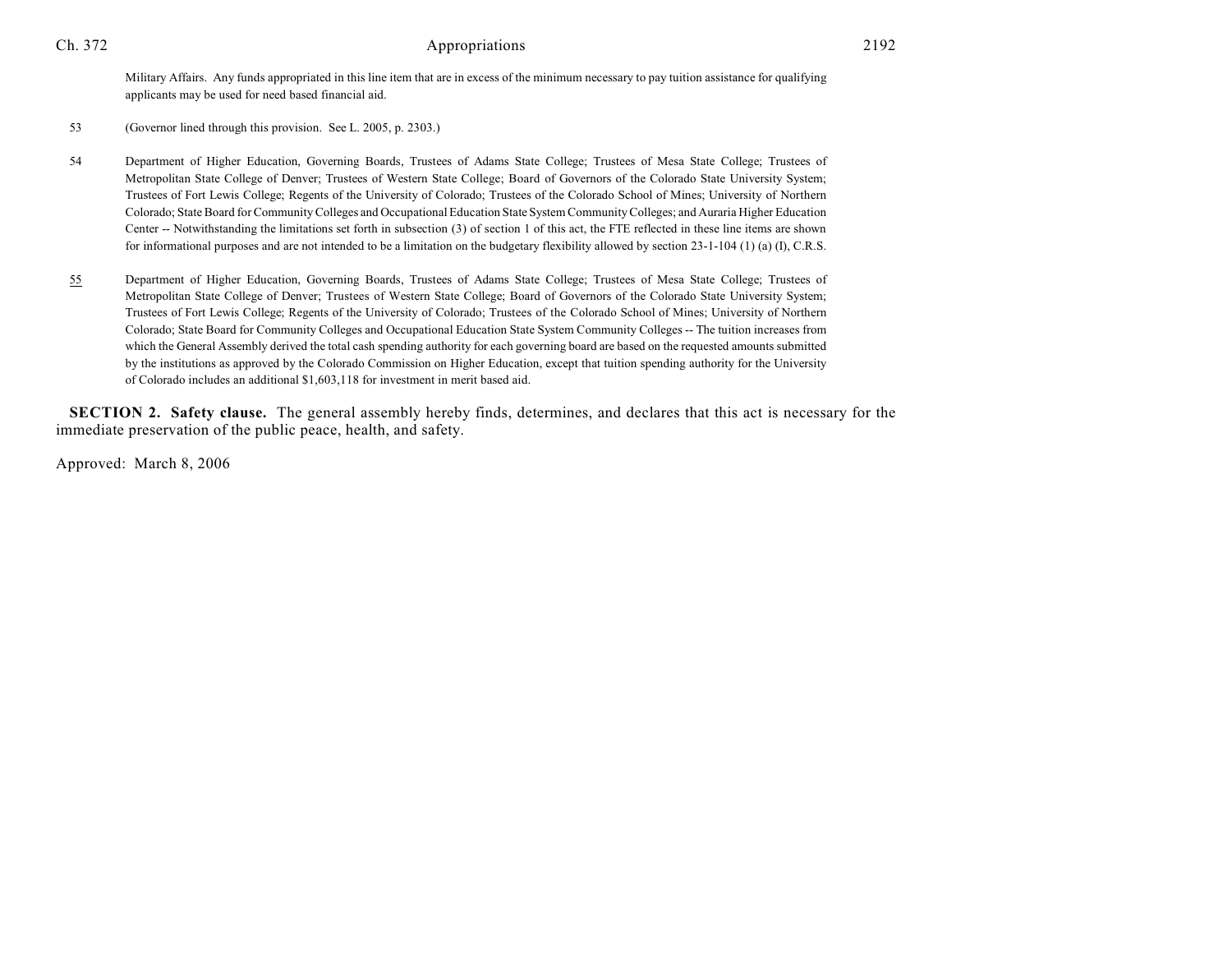Military Affairs. Any funds appropriated in this line item that are in excess of the minimum necessary to pay tuition assistance for qualifying applicants may be used for need based financial aid.

53 (Governor lined through this provision. See L. 2005, p. 2303.)

54 Department of Higher Education, Governing Boards, Trustees of Adams State College; Trustees of Mesa State College; Trustees of Metropolitan State College of Denver; Trustees of Western State College; Board of Governors of the Colorado State University System; Trustees of Fort Lewis College; Regents of the University of Colorado; Trustees of the Colorado School of Mines; University of Northern Colorado; State Board for Community Colleges and Occupational Education State System Community Colleges; and Auraria Higher Education Center -- Notwithstanding the limitations set forth in subsection (3) of section 1 of this act, the FTE reflected in these line items are shown for informational purposes and are not intended to be a limitation on the budgetary flexibility allowed by section 23-1-104 (1) (a) (I), C.R.S.

55 Department of Higher Education, Governing Boards, Trustees of Adams State College; Trustees of Mesa State College; Trustees of Metropolitan State College of Denver; Trustees of Western State College; Board of Governors of the Colorado State University System; Trustees of Fort Lewis College; Regents of the University of Colorado; Trustees of the Colorado School of Mines; University of Northern Colorado; State Board for Community Colleges and Occupational Education State System Community Colleges -- The tuition increases from which the General Assembly derived the total cash spending authority for each governing board are based on the requested amounts submitted by the institutions as approved by the Colorado Commission on Higher Education, except that tuition spending authority for the University of Colorado includes an additional $1,603,118 for investment in merit based aid.

**SECTION 2. Safety clause.** The general assembly hereby finds, determines, and declares that this act is necessary for the immediate preservation of the public peace, health, and safety.

Approved: March 8, 2006